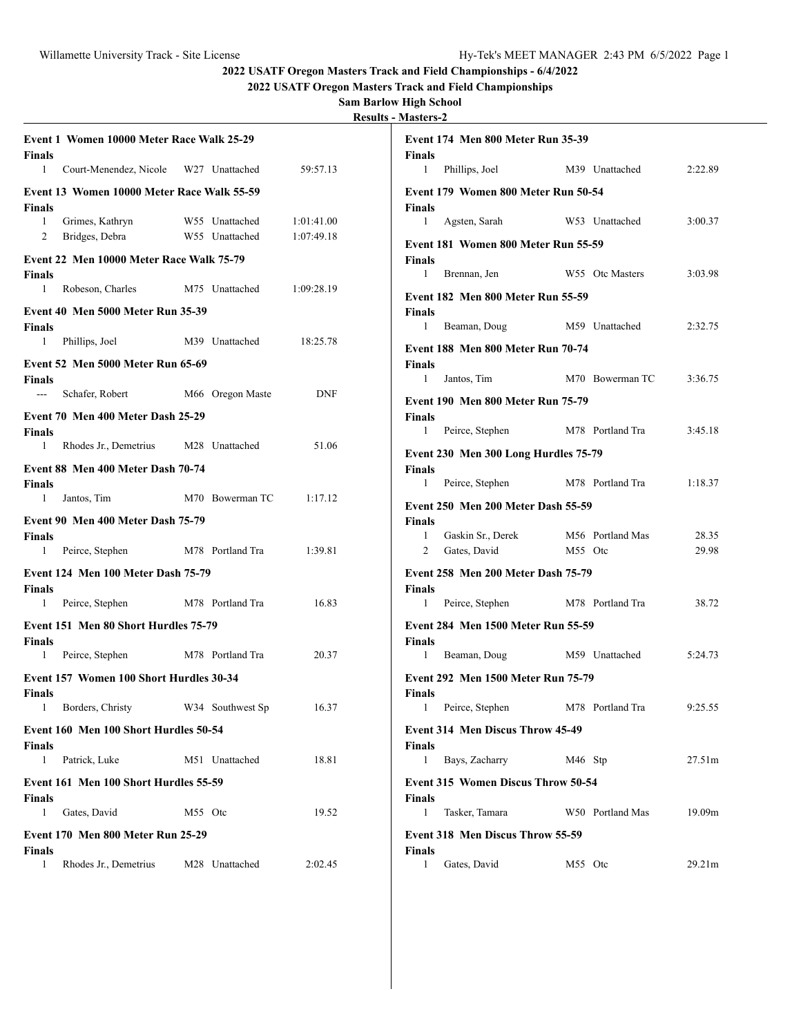# 2022 USATF Oregon Masters Track and Field Championships - 6/4/2022

## 2022 USATF Oregon Masters Track and Field Championships

### Sam Barlow High School

### Results - Masters-2

**Event 1 Women 10000 Meter Race Walk 25-29**

**Finals**

| Place | Name | Age | Team | Mark |
|---|---|---|---|---|
| 1 | Court-Menendez, Nicole | W27 | Unattached | 59:57.13 |

**Event 13 Women 10000 Meter Race Walk 55-59**

**Finals**

| Place | Name | Age | Team | Mark |
|---|---|---|---|---|
| 1 | Grimes, Kathryn | W55 | Unattached | 1:01:41.00 |
| 2 | Bridges, Debra | W55 | Unattached | 1:07:49.18 |

**Event 22 Men 10000 Meter Race Walk 75-79**

**Finals**

| Place | Name | Age | Team | Mark |
|---|---|---|---|---|
| 1 | Robeson, Charles | M75 | Unattached | 1:09:28.19 |

**Event 40 Men 5000 Meter Run 35-39**

**Finals**

| Place | Name | Age | Team | Mark |
|---|---|---|---|---|
| 1 | Phillips, Joel | M39 | Unattached | 18:25.78 |

**Event 52 Men 5000 Meter Run 65-69**

**Finals**

| Place | Name | Age | Team | Mark |
|---|---|---|---|---|
| --- | Schafer, Robert | M66 | Oregon Maste | DNF |

**Event 70 Men 400 Meter Dash 25-29**

**Finals**

| Place | Name | Age | Team | Mark |
|---|---|---|---|---|
| 1 | Rhodes Jr., Demetrius | M28 | Unattached | 51.06 |

**Event 88 Men 400 Meter Dash 70-74**

**Finals**

| Place | Name | Age | Team | Mark |
|---|---|---|---|---|
| 1 | Jantos, Tim | M70 | Bowerman TC | 1:17.12 |

**Event 90 Men 400 Meter Dash 75-79**

**Finals**

| Place | Name | Age | Team | Mark |
|---|---|---|---|---|
| 1 | Peirce, Stephen | M78 | Portland Tra | 1:39.81 |

**Event 124 Men 100 Meter Dash 75-79**

**Finals**

| Place | Name | Age | Team | Mark |
|---|---|---|---|---|
| 1 | Peirce, Stephen | M78 | Portland Tra | 16.83 |

**Event 151 Men 80 Short Hurdles 75-79**

**Finals**

| Place | Name | Age | Team | Mark |
|---|---|---|---|---|
| 1 | Peirce, Stephen | M78 | Portland Tra | 20.37 |

**Event 157 Women 100 Short Hurdles 30-34**

**Finals**

| Place | Name | Age | Team | Mark |
|---|---|---|---|---|
| 1 | Borders, Christy | W34 | Southwest Sp | 16.37 |

**Event 160 Men 100 Short Hurdles 50-54**

**Finals**

| Place | Name | Age | Team | Mark |
|---|---|---|---|---|
| 1 | Patrick, Luke | M51 | Unattached | 18.81 |

**Event 161 Men 100 Short Hurdles 55-59**

**Finals**

| Place | Name | Age | Team | Mark |
|---|---|---|---|---|
| 1 | Gates, David | M55 | Otc | 19.52 |

**Event 170 Men 800 Meter Run 25-29**

**Finals**

| Place | Name | Age | Team | Mark |
|---|---|---|---|---|
| 1 | Rhodes Jr., Demetrius | M28 | Unattached | 2:02.45 |

**Event 174 Men 800 Meter Run 35-39**

**Finals**

| Place | Name | Age | Team | Mark |
|---|---|---|---|---|
| 1 | Phillips, Joel | M39 | Unattached | 2:22.89 |

**Event 179 Women 800 Meter Run 50-54**

**Finals**

| Place | Name | Age | Team | Mark |
|---|---|---|---|---|
| 1 | Agsten, Sarah | W53 | Unattached | 3:00.37 |

**Event 181 Women 800 Meter Run 55-59**

**Finals**

| Place | Name | Age | Team | Mark |
|---|---|---|---|---|
| 1 | Brennan, Jen | W55 | Otc Masters | 3:03.98 |

**Event 182 Men 800 Meter Run 55-59**

**Finals**

| Place | Name | Age | Team | Mark |
|---|---|---|---|---|
| 1 | Beaman, Doug | M59 | Unattached | 2:32.75 |

**Event 188 Men 800 Meter Run 70-74**

**Finals**

| Place | Name | Age | Team | Mark |
|---|---|---|---|---|
| 1 | Jantos, Tim | M70 | Bowerman TC | 3:36.75 |

**Event 190 Men 800 Meter Run 75-79**

**Finals**

| Place | Name | Age | Team | Mark |
|---|---|---|---|---|
| 1 | Peirce, Stephen | M78 | Portland Tra | 3:45.18 |

**Event 230 Men 300 Long Hurdles 75-79**

**Finals**

| Place | Name | Age | Team | Mark |
|---|---|---|---|---|
| 1 | Peirce, Stephen | M78 | Portland Tra | 1:18.37 |

**Event 250 Men 200 Meter Dash 55-59**

**Finals**

| Place | Name | Age | Team | Mark |
|---|---|---|---|---|
| 1 | Gaskin Sr., Derek | M56 | Portland Mas | 28.35 |
| 2 | Gates, David | M55 | Otc | 29.98 |

**Event 258 Men 200 Meter Dash 75-79**

**Finals**

| Place | Name | Age | Team | Mark |
|---|---|---|---|---|
| 1 | Peirce, Stephen | M78 | Portland Tra | 38.72 |

**Event 284 Men 1500 Meter Run 55-59**

**Finals**

| Place | Name | Age | Team | Mark |
|---|---|---|---|---|
| 1 | Beaman, Doug | M59 | Unattached | 5:24.73 |

**Event 292 Men 1500 Meter Run 75-79**

**Finals**

| Place | Name | Age | Team | Mark |
|---|---|---|---|---|
| 1 | Peirce, Stephen | M78 | Portland Tra | 9:25.55 |

**Event 314 Men Discus Throw 45-49**

**Finals**

| Place | Name | Age | Team | Mark |
|---|---|---|---|---|
| 1 | Bays, Zacharry | M46 | Stp | 27.51m |

**Event 315 Women Discus Throw 50-54**

**Finals**

| Place | Name | Age | Team | Mark |
|---|---|---|---|---|
| 1 | Tasker, Tamara | W50 | Portland Mas | 19.09m |

**Event 318 Men Discus Throw 55-59**

**Finals**

| Place | Name | Age | Team | Mark |
|---|---|---|---|---|
| 1 | Gates, David | M55 | Otc | 29.21m |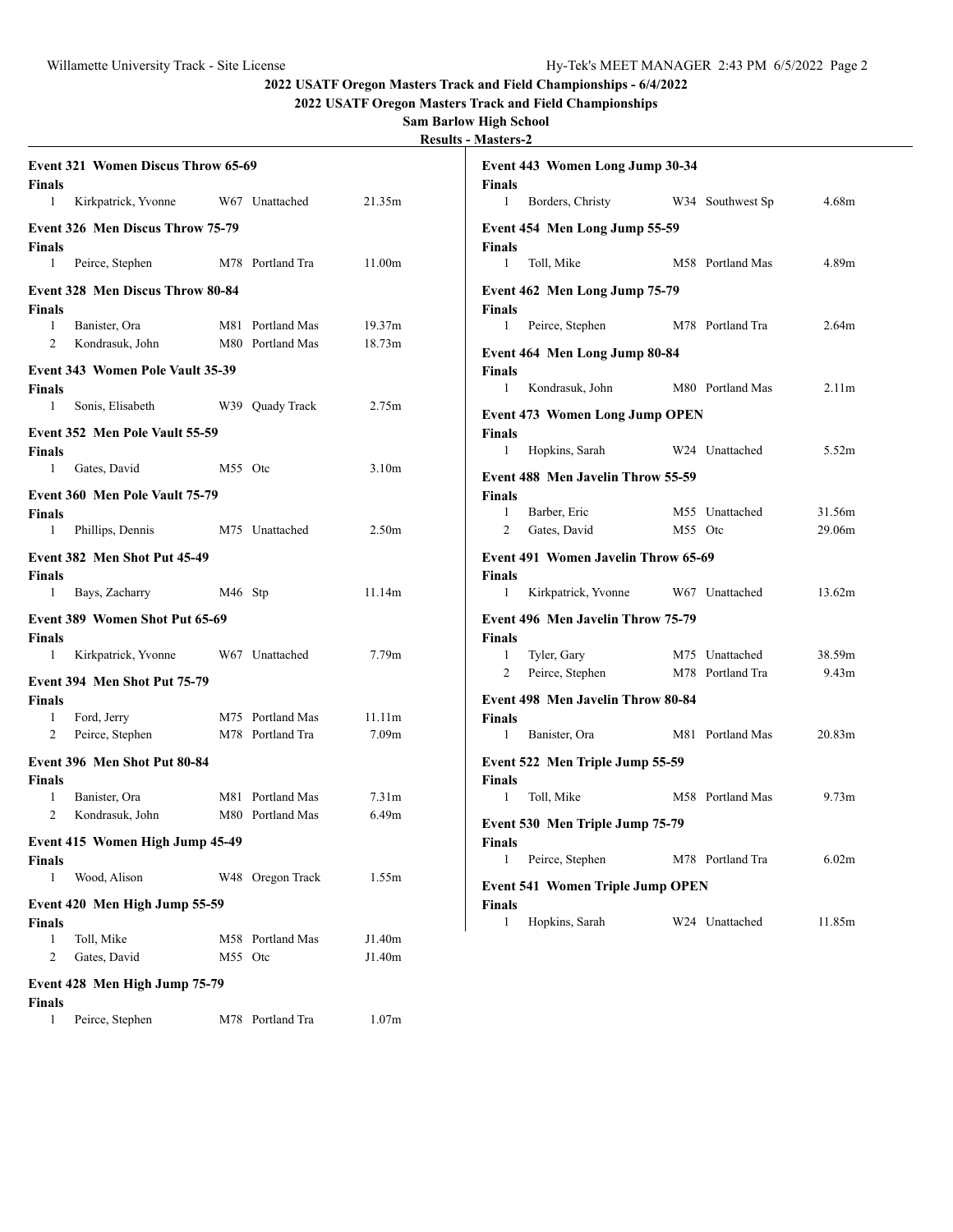**2022 USATF Oregon Masters Track and Field Championships - 6/4/2022**

**2022 USATF Oregon Masters Track and Field Championships**

**Sam Barlow High School**

**Results - Masters-2**

### Event 321 Women Discus Throw 65-69

**Finals**

| | | | | |
|---|---|---|---|---|
| 1 | Kirkpatrick, Yvonne | W67 | Unattached | 21.35m |

### Event 326 Men Discus Throw 75-79

**Finals**

| | | | | |
|---|---|---|---|---|
| 1 | Peirce, Stephen | M78 | Portland Tra | 11.00m |

### Event 328 Men Discus Throw 80-84

**Finals**

| | | | | |
|---|---|---|---|---|
| 1 | Banister, Ora | M81 | Portland Mas | 19.37m |
| 2 | Kondrasuk, John | M80 | Portland Mas | 18.73m |

### Event 343 Women Pole Vault 35-39

**Finals**

| | | | | |
|---|---|---|---|---|
| 1 | Sonis, Elisabeth | W39 | Quady Track | 2.75m |

### Event 352 Men Pole Vault 55-59

**Finals**

| | | | | |
|---|---|---|---|---|
| 1 | Gates, David | M55 | Otc | 3.10m |

### Event 360 Men Pole Vault 75-79

**Finals**

| | | | | |
|---|---|---|---|---|
| 1 | Phillips, Dennis | M75 | Unattached | 2.50m |

### Event 382 Men Shot Put 45-49

**Finals**

| | | | | |
|---|---|---|---|---|
| 1 | Bays, Zacharry | M46 | Stp | 11.14m |

### Event 389 Women Shot Put 65-69

**Finals**

| | | | | |
|---|---|---|---|---|
| 1 | Kirkpatrick, Yvonne | W67 | Unattached | 7.79m |

### Event 394 Men Shot Put 75-79

**Finals**

| | | | | |
|---|---|---|---|---|
| 1 | Ford, Jerry | M75 | Portland Mas | 11.11m |
| 2 | Peirce, Stephen | M78 | Portland Tra | 7.09m |

### Event 396 Men Shot Put 80-84

**Finals**

| | | | | |
|---|---|---|---|---|
| 1 | Banister, Ora | M81 | Portland Mas | 7.31m |
| 2 | Kondrasuk, John | M80 | Portland Mas | 6.49m |

### Event 415 Women High Jump 45-49

**Finals**

| | | | | |
|---|---|---|---|---|
| 1 | Wood, Alison | W48 | Oregon Track | 1.55m |

### Event 420 Men High Jump 55-59

**Finals**

| | | | | |
|---|---|---|---|---|
| 1 | Toll, Mike | M58 | Portland Mas | J1.40m |
| 2 | Gates, David | M55 | Otc | J1.40m |

### Event 428 Men High Jump 75-79

**Finals**

| | | | | |
|---|---|---|---|---|
| 1 | Peirce, Stephen | M78 | Portland Tra | 1.07m |

### Event 443 Women Long Jump 30-34

**Finals**

| | | | | |
|---|---|---|---|---|
| 1 | Borders, Christy | W34 | Southwest Sp | 4.68m |

### Event 454 Men Long Jump 55-59

**Finals**

| | | | | |
|---|---|---|---|---|
| 1 | Toll, Mike | M58 | Portland Mas | 4.89m |

### Event 462 Men Long Jump 75-79

**Finals**

| | | | | |
|---|---|---|---|---|
| 1 | Peirce, Stephen | M78 | Portland Tra | 2.64m |

### Event 464 Men Long Jump 80-84

**Finals**

| | | | | |
|---|---|---|---|---|
| 1 | Kondrasuk, John | M80 | Portland Mas | 2.11m |

### Event 473 Women Long Jump OPEN

**Finals**

| | | | | |
|---|---|---|---|---|
| 1 | Hopkins, Sarah | W24 | Unattached | 5.52m |

### Event 488 Men Javelin Throw 55-59

**Finals**

| | | | | |
|---|---|---|---|---|
| 1 | Barber, Eric | M55 | Unattached | 31.56m |
| 2 | Gates, David | M55 | Otc | 29.06m |

### Event 491 Women Javelin Throw 65-69

**Finals**

| | | | | |
|---|---|---|---|---|
| 1 | Kirkpatrick, Yvonne | W67 | Unattached | 13.62m |

### Event 496 Men Javelin Throw 75-79

**Finals**

| | | | | |
|---|---|---|---|---|
| 1 | Tyler, Gary | M75 | Unattached | 38.59m |
| 2 | Peirce, Stephen | M78 | Portland Tra | 9.43m |

### Event 498 Men Javelin Throw 80-84

**Finals**

| | | | | |
|---|---|---|---|---|
| 1 | Banister, Ora | M81 | Portland Mas | 20.83m |

### Event 522 Men Triple Jump 55-59

**Finals**

| | | | | |
|---|---|---|---|---|
| 1 | Toll, Mike | M58 | Portland Mas | 9.73m |

### Event 530 Men Triple Jump 75-79

**Finals**

| | | | | |
|---|---|---|---|---|
| 1 | Peirce, Stephen | M78 | Portland Tra | 6.02m |

### Event 541 Women Triple Jump OPEN

**Finals**

| | | | | |
|---|---|---|---|---|
| 1 | Hopkins, Sarah | W24 | Unattached | 11.85m |